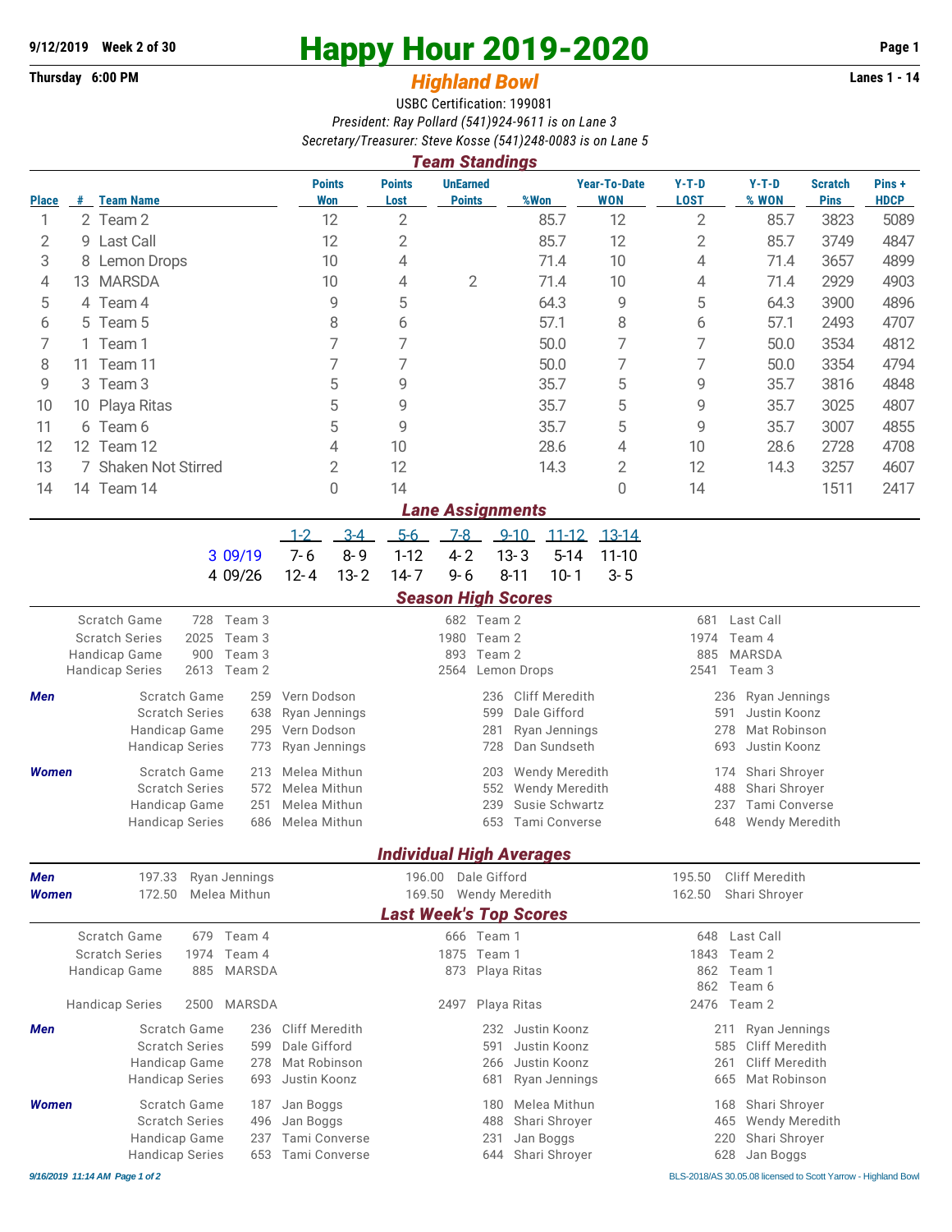9/12/2019 Week 2 of 30

# Happy Hour 2019-2020

Thursday 6:00 PM

## Highland Bowl

Lanes 1 - 14

USBC Certification: 199081

*President: Ray Pollard (541)924-9611 is on Lane 3*

*Secretary/Treasurer: Steve Kosse (541)248-0083 is on Lane 5*

## Team Standings

| Place | # | Team Name | Points Won | Points Lost | UnEarned Points | %Won | Year-To-Date WON | Y-T-D LOST | Y-T-D % WON | Scratch Pins | Pins + HDCP |
|---|---|---|---|---|---|---|---|---|---|---|---|
| 1 | 2 | Team 2 | 12 | 2 | | 85.7 | 12 | 2 | 85.7 | 3823 | 5089 |
| 2 | 9 | Last Call | 12 | 2 | | 85.7 | 12 | 2 | 85.7 | 3749 | 4847 |
| 3 | 8 | Lemon Drops | 10 | 4 | | 71.4 | 10 | 4 | 71.4 | 3657 | 4899 |
| 4 | 13 | MARSDA | 10 | 4 | 2 | 71.4 | 10 | 4 | 71.4 | 2929 | 4903 |
| 5 | 4 | Team 4 | 9 | 5 | | 64.3 | 9 | 5 | 64.3 | 3900 | 4896 |
| 6 | 5 | Team 5 | 8 | 6 | | 57.1 | 8 | 6 | 57.1 | 2493 | 4707 |
| 7 | 1 | Team 1 | 7 | 7 | | 50.0 | 7 | 7 | 50.0 | 3534 | 4812 |
| 8 | 11 | Team 11 | 7 | 7 | | 50.0 | 7 | 7 | 50.0 | 3354 | 4794 |
| 9 | 3 | Team 3 | 5 | 9 | | 35.7 | 5 | 9 | 35.7 | 3816 | 4848 |
| 10 | 10 | Playa Ritas | 5 | 9 | | 35.7 | 5 | 9 | 35.7 | 3025 | 4807 |
| 11 | 6 | Team 6 | 5 | 9 | | 35.7 | 5 | 9 | 35.7 | 3007 | 4855 |
| 12 | 12 | Team 12 | 4 | 10 | | 28.6 | 4 | 10 | 28.6 | 2728 | 4708 |
| 13 | 7 | Shaken Not Stirred | 2 | 12 | | 14.3 | 2 | 12 | 14.3 | 3257 | 4607 |
| 14 | 14 | Team 14 | 0 | 14 | | | 0 | 14 | | 1511 | 2417 |

## Lane Assignments

| | 1-2 | 3-4 | 5-6 | 7-8 | 9-10 | 11-12 | 13-14 |
|---|---|---|---|---|---|---|---|
| 3 09/19 | 7- 6 | 8- 9 | 1-12 | 4- 2 | 13- 3 | 5-14 | 11-10 |
| 4 09/26 | 12- 4 | 13- 2 | 14- 7 | 9- 6 | 8-11 | 10- 1 | 3- 5 |

## Season High Scores

| | | | | | | | |
|---|---|---|---|---|---|---|---|
| Scratch Game | 728 | Team 3 | 682 | Team 2 | 681 | Last Call |
| Scratch Series | 2025 | Team 3 | 1980 | Team 2 | 1974 | Team 4 |
| Handicap Game | 900 | Team 3 | 893 | Team 2 | 885 | MARSDA |
| Handicap Series | 2613 | Team 2 | 2564 | Lemon Drops | 2541 | Team 3 |

**Men**

| | | | | | | |
|---|---|---|---|---|---|---|
| Scratch Game | 259 | Vern Dodson | 236 | Cliff Meredith | 236 | Ryan Jennings |
| Scratch Series | 638 | Ryan Jennings | 599 | Dale Gifford | 591 | Justin Koonz |
| Handicap Game | 295 | Vern Dodson | 281 | Ryan Jennings | 278 | Mat Robinson |
| Handicap Series | 773 | Ryan Jennings | 728 | Dan Sundseth | 693 | Justin Koonz |

**Women**

| | | | | | | |
|---|---|---|---|---|---|---|
| Scratch Game | 213 | Melea Mithun | 203 | Wendy Meredith | 174 | Shari Shroyer |
| Scratch Series | 572 | Melea Mithun | 552 | Wendy Meredith | 488 | Shari Shroyer |
| Handicap Game | 251 | Melea Mithun | 239 | Susie Schwartz | 237 | Tami Converse |
| Handicap Series | 686 | Melea Mithun | 653 | Tami Converse | 648 | Wendy Meredith |

## Individual High Averages

| | | | | | | |
|---|---|---|---|---|---|---|
| **Men** | 197.33 | Ryan Jennings | 196.00 | Dale Gifford | 195.50 | Cliff Meredith |
| **Women** | 172.50 | Melea Mithun | 169.50 | Wendy Meredith | 162.50 | Shari Shroyer |

## Last Week's Top Scores

| | | | | | | |
|---|---|---|---|---|---|---|
| Scratch Game | 679 | Team 4 | 666 | Team 1 | 648 | Last Call |
| Scratch Series | 1974 | Team 4 | 1875 | Team 1 | 1843 | Team 2 |
| Handicap Game | 885 | MARSDA | 873 | Playa Ritas | 862 | Team 1 |
| | | | | | 862 | Team 6 |
| Handicap Series | 2500 | MARSDA | 2497 | Playa Ritas | 2476 | Team 2 |

**Men**

| | | | | | | |
|---|---|---|---|---|---|---|
| Scratch Game | 236 | Cliff Meredith | 232 | Justin Koonz | 211 | Ryan Jennings |
| Scratch Series | 599 | Dale Gifford | 591 | Justin Koonz | 585 | Cliff Meredith |
| Handicap Game | 278 | Mat Robinson | 266 | Justin Koonz | 261 | Cliff Meredith |
| Handicap Series | 693 | Justin Koonz | 681 | Ryan Jennings | 665 | Mat Robinson |

**Women**

| | | | | | | |
|---|---|---|---|---|---|---|
| Scratch Game | 187 | Jan Boggs | 180 | Melea Mithun | 168 | Shari Shroyer |
| Scratch Series | 496 | Jan Boggs | 488 | Shari Shroyer | 465 | Wendy Meredith |
| Handicap Game | 237 | Tami Converse | 231 | Jan Boggs | 220 | Shari Shroyer |
| Handicap Series | 653 | Tami Converse | 644 | Shari Shroyer | 628 | Jan Boggs |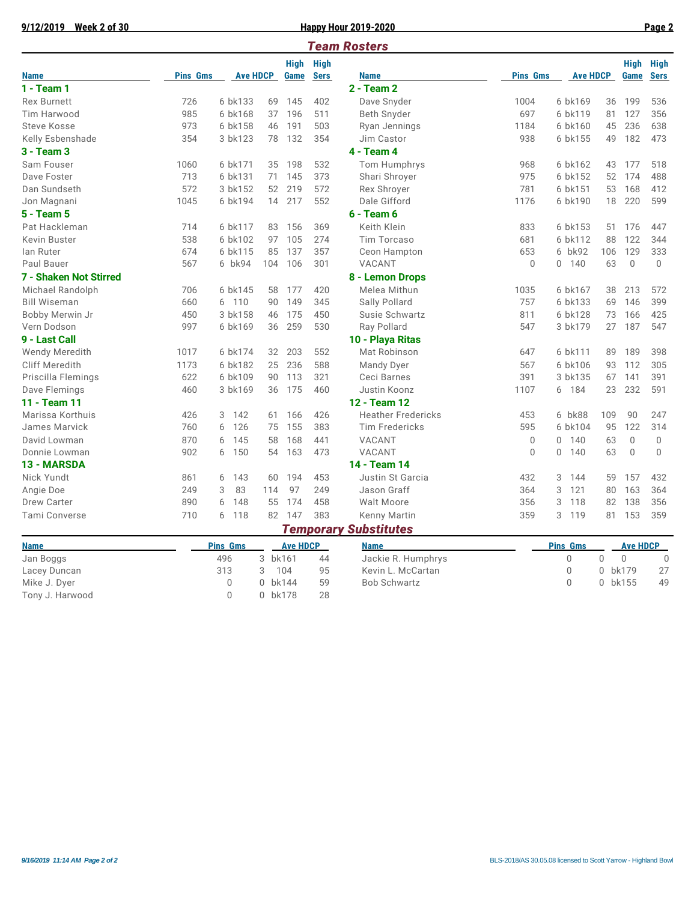## Team Rosters

| Name | Pins | Gms | Ave | HDCP | High Game | High Sers |
|---|---|---|---|---|---|---|
| **1 - Team 1** | | | | | | |
| Rex Burnett | 726 | 6 | bk133 | 69 | 145 | 402 |
| Tim Harwood | 985 | 6 | bk168 | 37 | 196 | 511 |
| Steve Kosse | 973 | 6 | bk158 | 46 | 191 | 503 |
| Kelly Esbenshade | 354 | 3 | bk123 | 78 | 132 | 354 |
| **2 - Team 2** | | | | | | |
| Dave Snyder | 1004 | 6 | bk169 | 36 | 199 | 536 |
| Beth Snyder | 697 | 6 | bk119 | 81 | 127 | 356 |
| Ryan Jennings | 1184 | 6 | bk160 | 45 | 236 | 638 |
| Jim Castor | 938 | 6 | bk155 | 49 | 182 | 473 |
| **3 - Team 3** | | | | | | |
| Sam Fouser | 1060 | 6 | bk171 | 35 | 198 | 532 |
| Dave Foster | 713 | 6 | bk131 | 71 | 145 | 373 |
| Dan Sundseth | 572 | 3 | bk152 | 52 | 219 | 572 |
| Jon Magnani | 1045 | 6 | bk194 | 14 | 217 | 552 |
| **4 - Team 4** | | | | | | |
| Tom Humphrys | 968 | 6 | bk162 | 43 | 177 | 518 |
| Shari Shroyer | 975 | 6 | bk152 | 52 | 174 | 488 |
| Rex Shroyer | 781 | 6 | bk151 | 53 | 168 | 412 |
| Dale Gifford | 1176 | 6 | bk190 | 18 | 220 | 599 |
| **5 - Team 5** | | | | | | |
| Pat Hackleman | 714 | 6 | bk117 | 83 | 156 | 369 |
| Kevin Buster | 538 | 6 | bk102 | 97 | 105 | 274 |
| Ian Ruter | 674 | 6 | bk115 | 85 | 137 | 357 |
| Paul Bauer | 567 | 6 | bk94 | 104 | 106 | 301 |
| **6 - Team 6** | | | | | | |
| Keith Klein | 833 | 6 | bk153 | 51 | 176 | 447 |
| Tim Torcaso | 681 | 6 | bk112 | 88 | 122 | 344 |
| Ceon Hampton | 653 | 6 | bk92 | 106 | 129 | 333 |
| VACANT | 0 | 0 | 140 | 63 | 0 | 0 |
| **7 - Shaken Not Stirred** | | | | | | |
| Michael Randolph | 706 | 6 | bk145 | 58 | 177 | 420 |
| Bill Wiseman | 660 | 6 | 110 | 90 | 149 | 345 |
| Bobby Merwin Jr | 450 | 3 | bk158 | 46 | 175 | 450 |
| Vern Dodson | 997 | 6 | bk169 | 36 | 259 | 530 |
| **8 - Lemon Drops** | | | | | | |
| Melea Mithun | 1035 | 6 | bk167 | 38 | 213 | 572 |
| Sally Pollard | 757 | 6 | bk133 | 69 | 146 | 399 |
| Susie Schwartz | 811 | 6 | bk128 | 73 | 166 | 425 |
| Ray Pollard | 547 | 3 | bk179 | 27 | 187 | 547 |
| **9 - Last Call** | | | | | | |
| Wendy Meredith | 1017 | 6 | bk174 | 32 | 203 | 552 |
| Cliff Meredith | 1173 | 6 | bk182 | 25 | 236 | 588 |
| Priscilla Flemings | 622 | 6 | bk109 | 90 | 113 | 321 |
| Dave Flemings | 460 | 3 | bk169 | 36 | 175 | 460 |
| **10 - Playa Ritas** | | | | | | |
| Mat Robinson | 647 | 6 | bk111 | 89 | 189 | 398 |
| Mandy Dyer | 567 | 6 | bk106 | 93 | 112 | 305 |
| Ceci Barnes | 391 | 3 | bk135 | 67 | 141 | 391 |
| Justin Koonz | 1107 | 6 | 184 | 23 | 232 | 591 |
| **11 - Team 11** | | | | | | |
| Marissa Korthuis | 426 | 3 | 142 | 61 | 166 | 426 |
| James Marvick | 760 | 6 | 126 | 75 | 155 | 383 |
| David Lowman | 870 | 6 | 145 | 58 | 168 | 441 |
| Donnie Lowman | 902 | 6 | 150 | 54 | 163 | 473 |
| **12 - Team 12** | | | | | | |
| Heather Fredericks | 453 | 6 | bk88 | 109 | 90 | 247 |
| Tim Fredericks | 595 | 6 | bk104 | 95 | 122 | 314 |
| VACANT | 0 | 0 | 140 | 63 | 0 | 0 |
| VACANT | 0 | 0 | 140 | 63 | 0 | 0 |
| **13 - MARSDA** | | | | | | |
| Nick Yundt | 861 | 6 | 143 | 60 | 194 | 453 |
| Angie Doe | 249 | 3 | 83 | 114 | 97 | 249 |
| Drew Carter | 890 | 6 | 148 | 55 | 174 | 458 |
| Tami Converse | 710 | 6 | 118 | 82 | 147 | 383 |
| **14 - Team 14** | | | | | | |
| Justin St Garcia | 432 | 3 | 144 | 59 | 157 | 432 |
| Jason Graff | 364 | 3 | 121 | 80 | 163 | 364 |
| Walt Moore | 356 | 3 | 118 | 82 | 138 | 356 |
| Kenny Martin | 359 | 3 | 119 | 81 | 153 | 359 |

## Temporary Substitutes

| Name | Pins | Gms | Ave | HDCP |
|---|---|---|---|---|
| Jan Boggs | 496 | 3 | bk161 | 44 |
| Lacey Duncan | 313 | 3 | 104 | 95 |
| Mike J. Dyer | 0 | 0 | bk144 | 59 |
| Tony J. Harwood | 0 | 0 | bk178 | 28 |
| Jackie R. Humphrys | 0 | 0 | 0 | 0 |
| Kevin L. McCartan | 0 | 0 | bk179 | 27 |
| Bob Schwartz | 0 | 0 | bk155 | 49 |